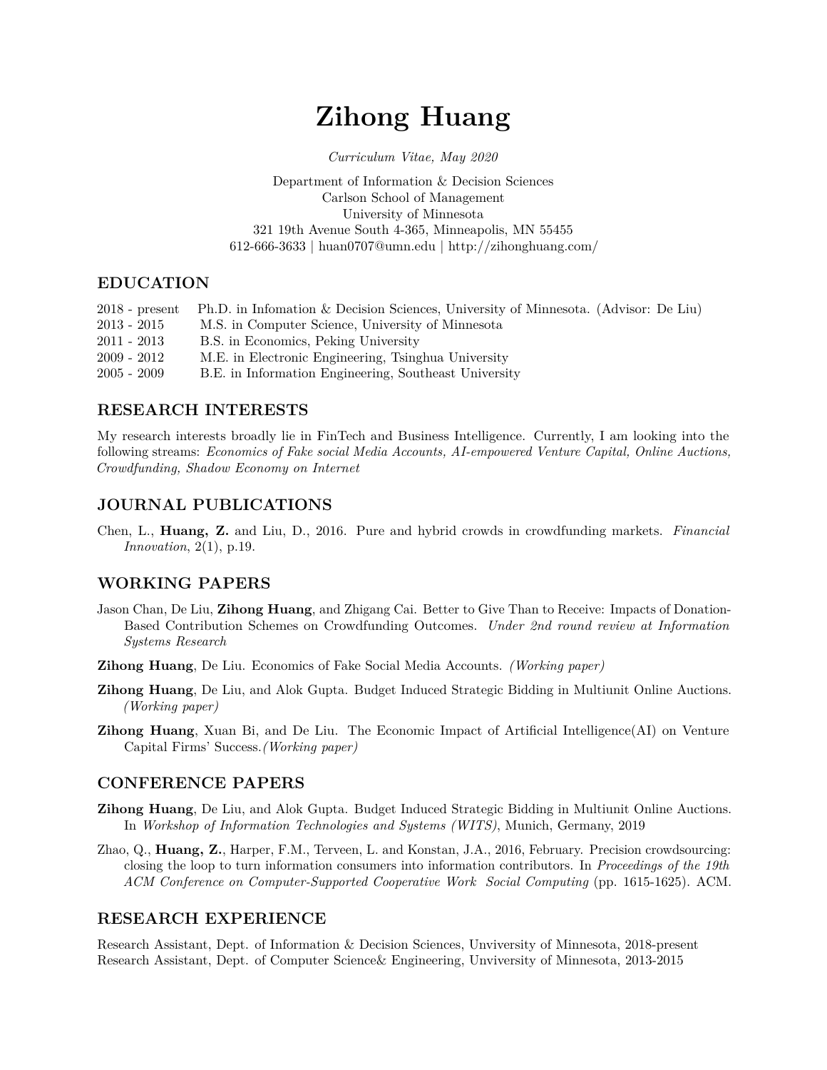# Zihong Huang

*Curriculum Vitae, May 2020*

Department of Information & Decision Sciences
Carlson School of Management
University of Minnesota
321 19th Avenue South 4-365, Minneapolis, MN 55455
612-666-3633 | huan0707@umn.edu | http://zihonghuang.com/

## EDUCATION

2018 - present Ph.D. in Infomation & Decision Sciences, University of Minnesota. (Advisor: De Liu)
2013 - 2015 M.S. in Computer Science, University of Minnesota
2011 - 2013 B.S. in Economics, Peking University
2009 - 2012 M.E. in Electronic Engineering, Tsinghua University
2005 - 2009 B.E. in Information Engineering, Southeast University

## RESEARCH INTERESTS

My research interests broadly lie in FinTech and Business Intelligence. Currently, I am looking into the following streams: *Economics of Fake social Media Accounts, AI-empowered Venture Capital, Online Auctions, Crowdfunding, Shadow Economy on Internet*

## JOURNAL PUBLICATIONS

Chen, L., **Huang, Z.** and Liu, D., 2016. Pure and hybrid crowds in crowdfunding markets. *Financial Innovation*, 2(1), p.19.

## WORKING PAPERS

Jason Chan, De Liu, **Zihong Huang**, and Zhigang Cai. Better to Give Than to Receive: Impacts of Donation-Based Contribution Schemes on Crowdfunding Outcomes. *Under 2nd round review at Information Systems Research*

**Zihong Huang**, De Liu. Economics of Fake Social Media Accounts. *(Working paper)*

**Zihong Huang**, De Liu, and Alok Gupta. Budget Induced Strategic Bidding in Multiunit Online Auctions. *(Working paper)*

**Zihong Huang**, Xuan Bi, and De Liu. The Economic Impact of Artificial Intelligence(AI) on Venture Capital Firms' Success.*(Working paper)*

## CONFERENCE PAPERS

**Zihong Huang**, De Liu, and Alok Gupta. Budget Induced Strategic Bidding in Multiunit Online Auctions. In *Workshop of Information Technologies and Systems (WITS)*, Munich, Germany, 2019

Zhao, Q., **Huang, Z.**, Harper, F.M., Terveen, L. and Konstan, J.A., 2016, February. Precision crowdsourcing: closing the loop to turn information consumers into information contributors. In *Proceedings of the 19th ACM Conference on Computer-Supported Cooperative Work Social Computing* (pp. 1615-1625). ACM.

## RESEARCH EXPERIENCE

Research Assistant, Dept. of Information & Decision Sciences, Unviversity of Minnesota, 2018-present
Research Assistant, Dept. of Computer Science& Engineering, Unviversity of Minnesota, 2013-2015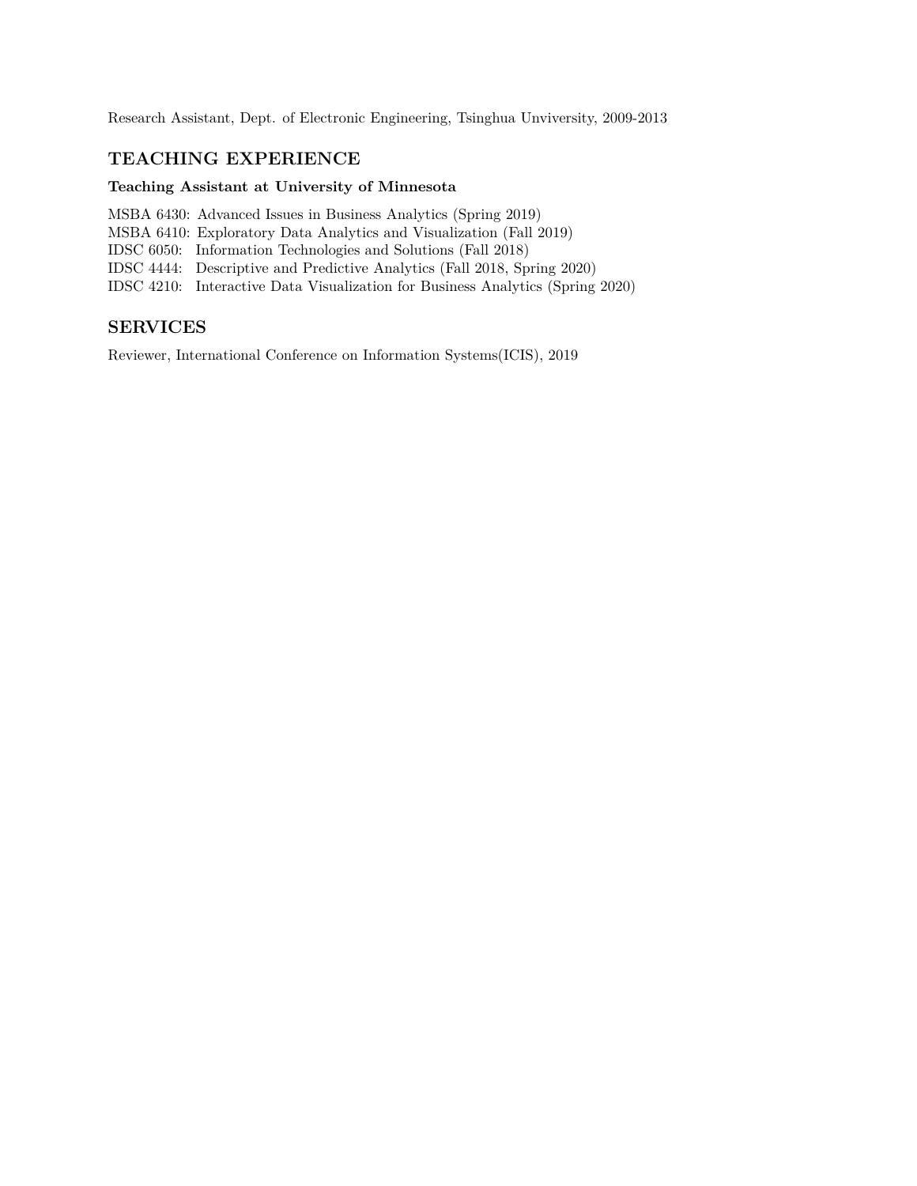Research Assistant, Dept. of Electronic Engineering, Tsinghua Unviversity, 2009-2013

## TEACHING EXPERIENCE

**Teaching Assistant at University of Minnesota**

MSBA 6430: Advanced Issues in Business Analytics (Spring 2019)
MSBA 6410: Exploratory Data Analytics and Visualization (Fall 2019)
IDSC 6050: Information Technologies and Solutions (Fall 2018)
IDSC 4444: Descriptive and Predictive Analytics (Fall 2018, Spring 2020)
IDSC 4210: Interactive Data Visualization for Business Analytics (Spring 2020)

## SERVICES

Reviewer, International Conference on Information Systems(ICIS), 2019